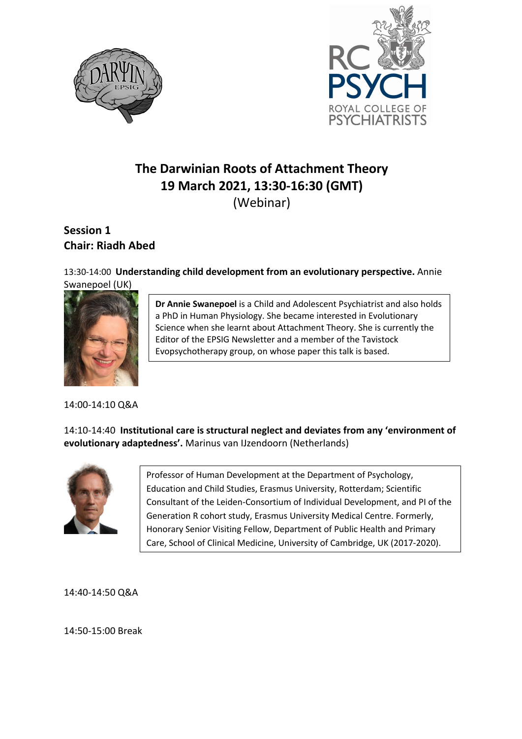# The Darwinian Roots of Attachment Theory
## 19 March 2021, 13:30-16:30 (GMT)
(Webinar)

### Session 1
### Chair: Riadh Abed

13:30-14:00 **Understanding child development from an evolutionary perspective.** Annie Swanepoel (UK)

**Dr Annie Swanepoel** is a Child and Adolescent Psychiatrist and also holds a PhD in Human Physiology. She became interested in Evolutionary Science when she learnt about Attachment Theory. She is currently the Editor of the EPSIG Newsletter and a member of the Tavistock Evopsychotherapy group, on whose paper this talk is based.

14:00-14:10 Q&A

14:10-14:40 **Institutional care is structural neglect and deviates from any 'environment of evolutionary adaptedness'.** Marinus van IJzendoorn (Netherlands)

Professor of Human Development at the Department of Psychology, Education and Child Studies, Erasmus University, Rotterdam; Scientific Consultant of the Leiden-Consortium of Individual Development, and PI of the Generation R cohort study, Erasmus University Medical Centre. Formerly, Honorary Senior Visiting Fellow, Department of Public Health and Primary Care, School of Clinical Medicine, University of Cambridge, UK (2017-2020).

14:40-14:50 Q&A

14:50-15:00 Break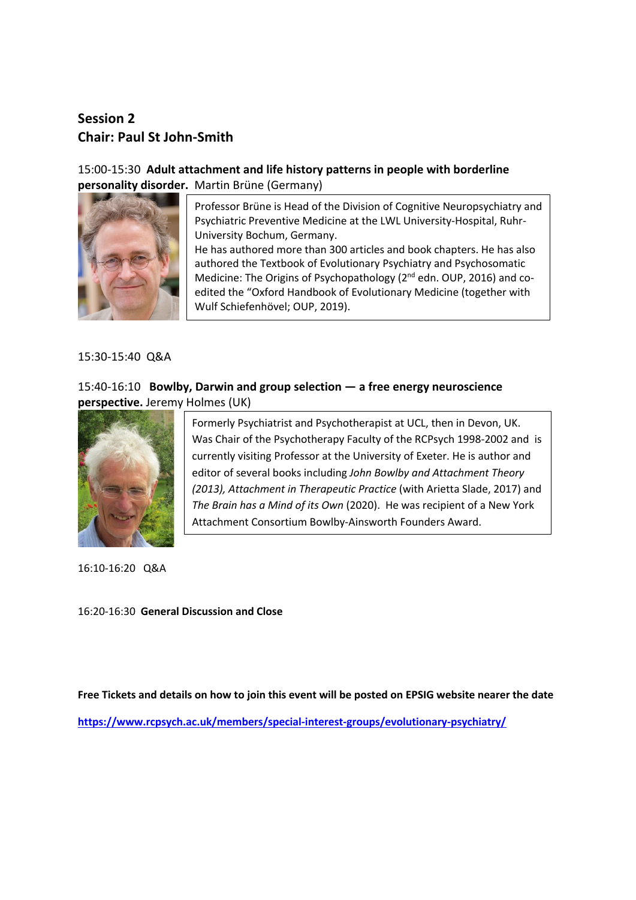## Session 2
## Chair: Paul St John-Smith

15:00-15:30 **Adult attachment and life history patterns in people with borderline personality disorder.** Martin Brüne (Germany)

Professor Brüne is Head of the Division of Cognitive Neuropsychiatry and Psychiatric Preventive Medicine at the LWL University-Hospital, Ruhr-University Bochum, Germany.
He has authored more than 300 articles and book chapters. He has also authored the Textbook of Evolutionary Psychiatry and Psychosomatic Medicine: The Origins of Psychopathology (2nd edn. OUP, 2016) and co-edited the "Oxford Handbook of Evolutionary Medicine (together with Wulf Schiefenhövel; OUP, 2019).

15:30-15:40 Q&A

15:40-16:10 **Bowlby, Darwin and group selection — a free energy neuroscience perspective.** Jeremy Holmes (UK)

Formerly Psychiatrist and Psychotherapist at UCL, then in Devon, UK. Was Chair of the Psychotherapy Faculty of the RCPsych 1998-2002 and is currently visiting Professor at the University of Exeter. He is author and editor of several books including *John Bowlby and Attachment Theory (2013), Attachment in Therapeutic Practice* (with Arietta Slade, 2017) and *The Brain has a Mind of its Own* (2020). He was recipient of a New York Attachment Consortium Bowlby-Ainsworth Founders Award.

16:10-16:20 Q&A

16:20-16:30 **General Discussion and Close**

**Free Tickets and details on how to join this event will be posted on EPSIG website nearer the date**

**https://www.rcpsych.ac.uk/members/special-interest-groups/evolutionary-psychiatry/**